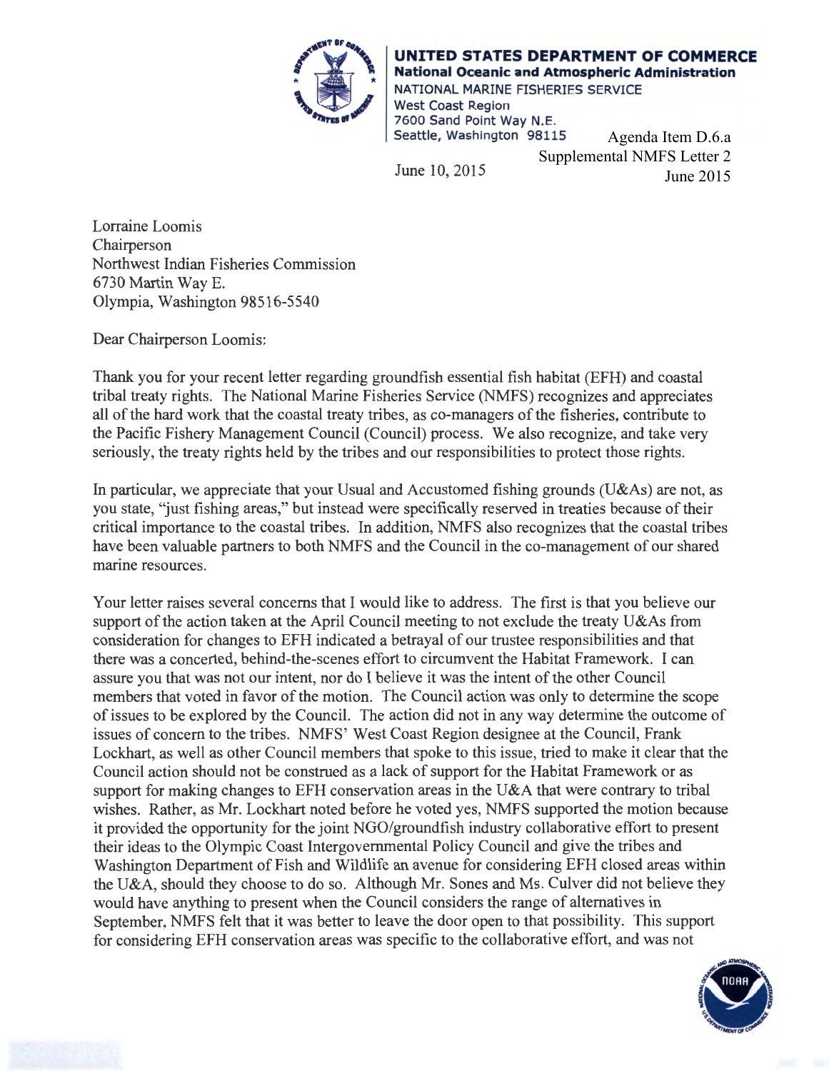**UNITED STATES DEPARTMENT OF COMMERCE**
**National Oceanic and Atmospheric Administration**
NATIONAL MARINE FISHERIES SERVICE
West Coast Region
7600 Sand Point Way N.E.
Seattle, Washington 98115

Agenda Item D.6.a
Supplemental NMFS Letter 2
June 2015

June 10, 2015

Lorraine Loomis
Chairperson
Northwest Indian Fisheries Commission
6730 Martin Way E.
Olympia, Washington 98516-5540

Dear Chairperson Loomis:

Thank you for your recent letter regarding groundfish essential fish habitat (EFH) and coastal tribal treaty rights. The National Marine Fisheries Service (NMFS) recognizes and appreciates all of the hard work that the coastal treaty tribes, as co-managers of the fisheries, contribute to the Pacific Fishery Management Council (Council) process. We also recognize, and take very seriously, the treaty rights held by the tribes and our responsibilities to protect those rights.

In particular, we appreciate that your Usual and Accustomed fishing grounds (U&As) are not, as you state, "just fishing areas," but instead were specifically reserved in treaties because of their critical importance to the coastal tribes. In addition, NMFS also recognizes that the coastal tribes have been valuable partners to both NMFS and the Council in the co-management of our shared marine resources.

Your letter raises several concerns that I would like to address. The first is that you believe our support of the action taken at the April Council meeting to not exclude the treaty U&As from consideration for changes to EFH indicated a betrayal of our trustee responsibilities and that there was a concerted, behind-the-scenes effort to circumvent the Habitat Framework. I can assure you that was not our intent, nor do I believe it was the intent of the other Council members that voted in favor of the motion. The Council action was only to determine the scope of issues to be explored by the Council. The action did not in any way determine the outcome of issues of concern to the tribes. NMFS' West Coast Region designee at the Council, Frank Lockhart, as well as other Council members that spoke to this issue, tried to make it clear that the Council action should not be construed as a lack of support for the Habitat Framework or as support for making changes to EFH conservation areas in the U&A that were contrary to tribal wishes. Rather, as Mr. Lockhart noted before he voted yes, NMFS supported the motion because it provided the opportunity for the joint NGO/groundfish industry collaborative effort to present their ideas to the Olympic Coast Intergovernmental Policy Council and give the tribes and Washington Department of Fish and Wildlife an avenue for considering EFH closed areas within the U&A, should they choose to do so. Although Mr. Sones and Ms. Culver did not believe they would have anything to present when the Council considers the range of alternatives in September, NMFS felt that it was better to leave the door open to that possibility. This support for considering EFH conservation areas was specific to the collaborative effort, and was not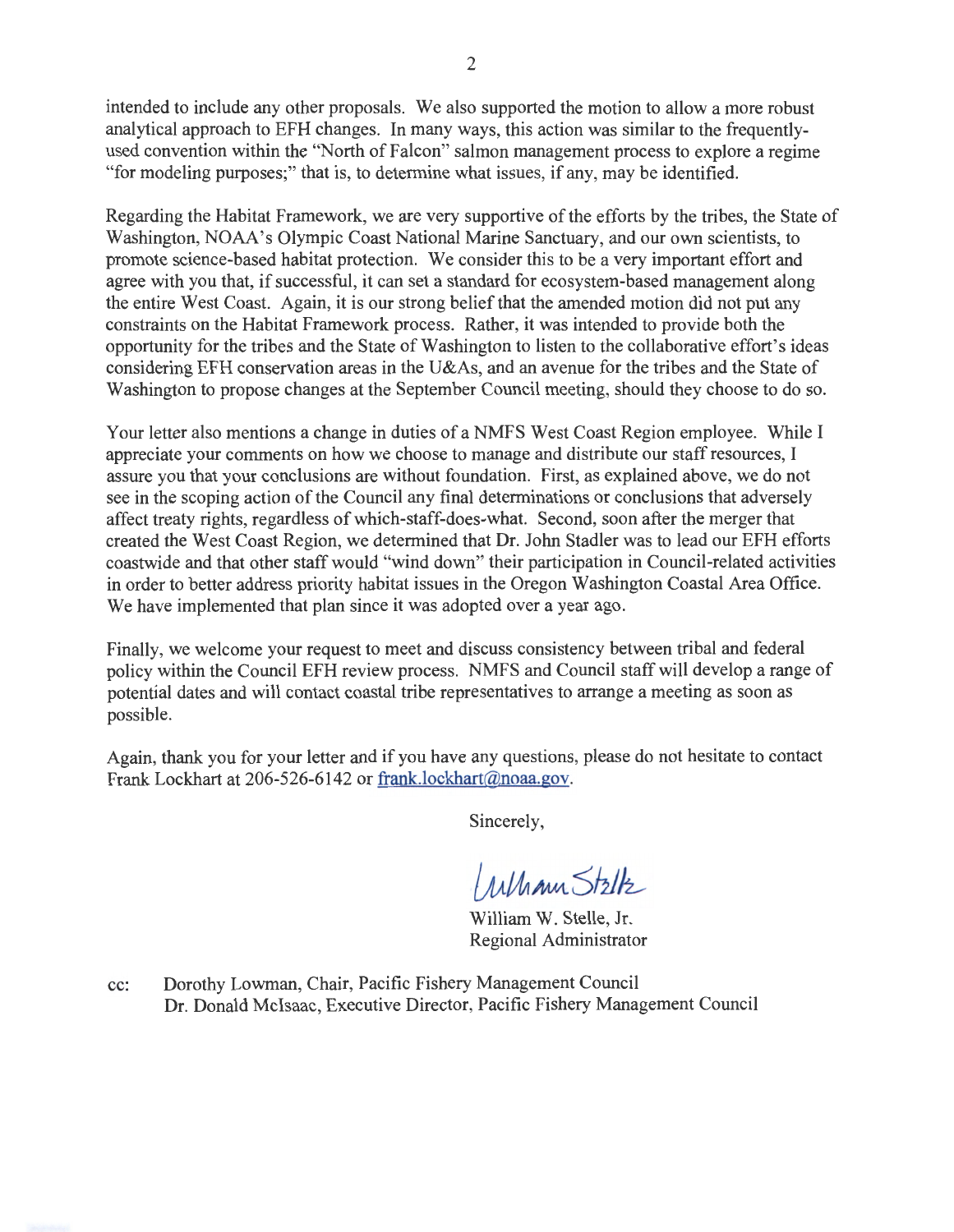intended to include any other proposals. We also supported the motion to allow a more robust analytical approach to EFH changes. In many ways, this action was similar to the frequently-used convention within the "North of Falcon" salmon management process to explore a regime "for modeling purposes;" that is, to determine what issues, if any, may be identified.

Regarding the Habitat Framework, we are very supportive of the efforts by the tribes, the State of Washington, NOAA's Olympic Coast National Marine Sanctuary, and our own scientists, to promote science-based habitat protection. We consider this to be a very important effort and agree with you that, if successful, it can set a standard for ecosystem-based management along the entire West Coast. Again, it is our strong belief that the amended motion did not put any constraints on the Habitat Framework process. Rather, it was intended to provide both the opportunity for the tribes and the State of Washington to listen to the collaborative effort's ideas considering EFH conservation areas in the U&As, and an avenue for the tribes and the State of Washington to propose changes at the September Council meeting, should they choose to do so.

Your letter also mentions a change in duties of a NMFS West Coast Region employee. While I appreciate your comments on how we choose to manage and distribute our staff resources, I assure you that your conclusions are without foundation. First, as explained above, we do not see in the scoping action of the Council any final determinations or conclusions that adversely affect treaty rights, regardless of which-staff-does-what. Second, soon after the merger that created the West Coast Region, we determined that Dr. John Stadler was to lead our EFH efforts coastwide and that other staff would "wind down" their participation in Council-related activities in order to better address priority habitat issues in the Oregon Washington Coastal Area Office. We have implemented that plan since it was adopted over a year ago.

Finally, we welcome your request to meet and discuss consistency between tribal and federal policy within the Council EFH review process. NMFS and Council staff will develop a range of potential dates and will contact coastal tribe representatives to arrange a meeting as soon as possible.

Again, thank you for your letter and if you have any questions, please do not hesitate to contact Frank Lockhart at 206-526-6142 or frank.lockhart@noaa.gov.

Sincerely,

William Stelle

William W. Stelle, Jr.
Regional Administrator

cc: Dorothy Lowman, Chair, Pacific Fishery Management Council
Dr. Donald McIsaac, Executive Director, Pacific Fishery Management Council